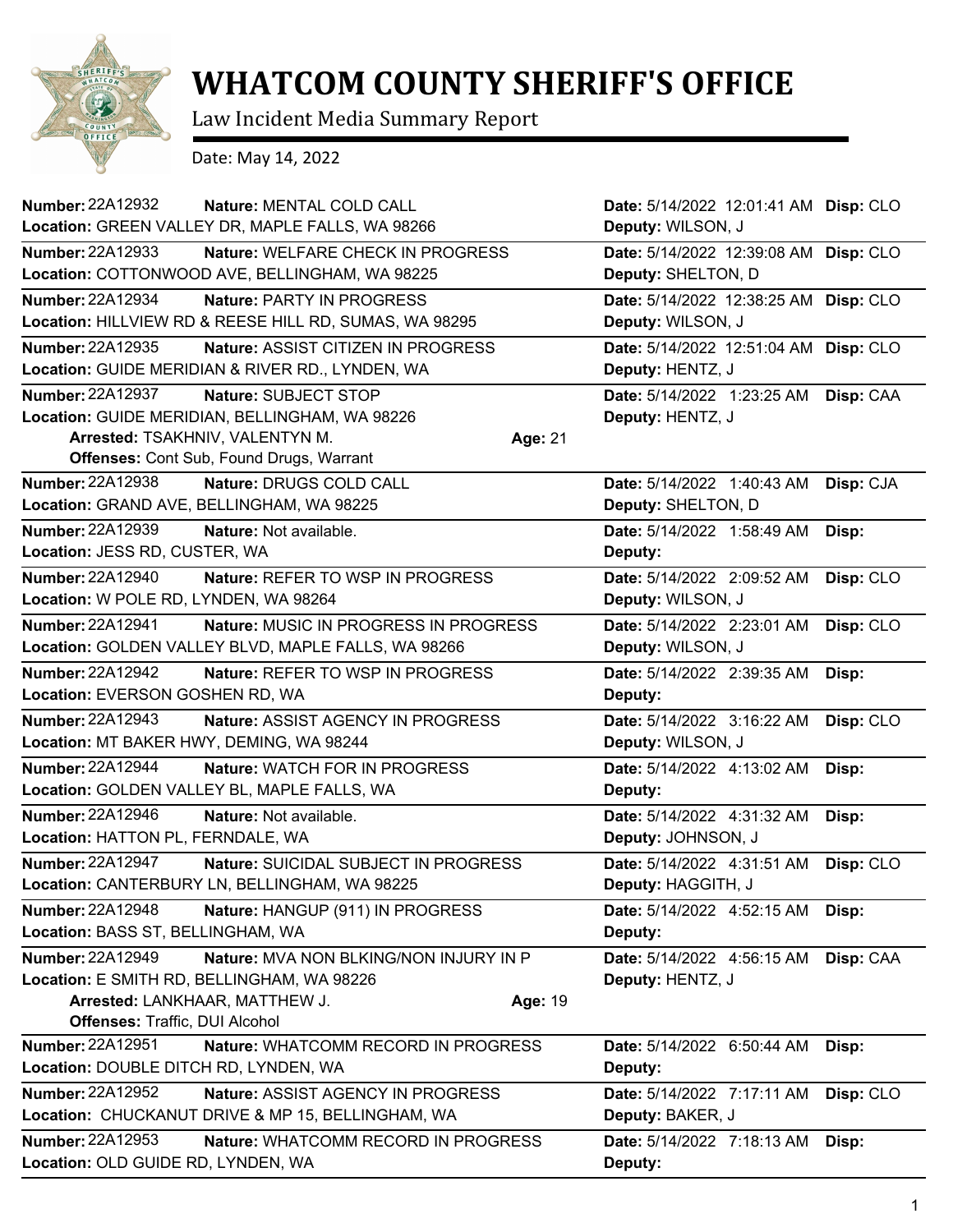# WHATCOM COUNTY SHERIFF'S OFFICE

Law Incident Media Summary Report

Date: May 14, 2022

---

**Number:** 22A12932 **Nature:** MENTAL COLD CALL
**Location:** GREEN VALLEY DR, MAPLE FALLS, WA 98266
**Date:** 5/14/2022 12:01:41 AM **Disp:** CLO
**Deputy:** WILSON, J

---

**Number:** 22A12933 **Nature:** WELFARE CHECK IN PROGRESS
**Location:** COTTONWOOD AVE, BELLINGHAM, WA 98225
**Date:** 5/14/2022 12:39:08 AM **Disp:** CLO
**Deputy:** SHELTON, D

---

**Number:** 22A12934 **Nature:** PARTY IN PROGRESS
**Location:** HILLVIEW RD & REESE HILL RD, SUMAS, WA 98295
**Date:** 5/14/2022 12:38:25 AM **Disp:** CLO
**Deputy:** WILSON, J

---

**Number:** 22A12935 **Nature:** ASSIST CITIZEN IN PROGRESS
**Location:** GUIDE MERIDIAN & RIVER RD., LYNDEN, WA
**Date:** 5/14/2022 12:51:04 AM **Disp:** CLO
**Deputy:** HENTZ, J

---

**Number:** 22A12937 **Nature:** SUBJECT STOP
**Location:** GUIDE MERIDIAN, BELLINGHAM, WA 98226
**Date:** 5/14/2022 1:23:25 AM **Disp:** CAA
**Deputy:** HENTZ, J
**Arrested:** TSAKHNIV, VALENTYN M. **Age:** 21
**Offenses:** Cont Sub, Found Drugs, Warrant

---

**Number:** 22A12938 **Nature:** DRUGS COLD CALL
**Location:** GRAND AVE, BELLINGHAM, WA 98225
**Date:** 5/14/2022 1:40:43 AM **Disp:** CJA
**Deputy:** SHELTON, D

---

**Number:** 22A12939 **Nature:** Not available.
**Location:** JESS RD, CUSTER, WA
**Date:** 5/14/2022 1:58:49 AM **Disp:**
**Deputy:**

---

**Number:** 22A12940 **Nature:** REFER TO WSP IN PROGRESS
**Location:** W POLE RD, LYNDEN, WA 98264
**Date:** 5/14/2022 2:09:52 AM **Disp:** CLO
**Deputy:** WILSON, J

---

**Number:** 22A12941 **Nature:** MUSIC IN PROGRESS IN PROGRESS
**Location:** GOLDEN VALLEY BLVD, MAPLE FALLS, WA 98266
**Date:** 5/14/2022 2:23:01 AM **Disp:** CLO
**Deputy:** WILSON, J

---

**Number:** 22A12942 **Nature:** REFER TO WSP IN PROGRESS
**Location:** EVERSON GOSHEN RD, WA
**Date:** 5/14/2022 2:39:35 AM **Disp:**
**Deputy:**

---

**Number:** 22A12943 **Nature:** ASSIST AGENCY IN PROGRESS
**Location:** MT BAKER HWY, DEMING, WA 98244
**Date:** 5/14/2022 3:16:22 AM **Disp:** CLO
**Deputy:** WILSON, J

---

**Number:** 22A12944 **Nature:** WATCH FOR IN PROGRESS
**Location:** GOLDEN VALLEY BL, MAPLE FALLS, WA
**Date:** 5/14/2022 4:13:02 AM **Disp:**
**Deputy:**

---

**Number:** 22A12946 **Nature:** Not available.
**Location:** HATTON PL, FERNDALE, WA
**Date:** 5/14/2022 4:31:32 AM **Disp:**
**Deputy:** JOHNSON, J

---

**Number:** 22A12947 **Nature:** SUICIDAL SUBJECT IN PROGRESS
**Location:** CANTERBURY LN, BELLINGHAM, WA 98225
**Date:** 5/14/2022 4:31:51 AM **Disp:** CLO
**Deputy:** HAGGITH, J

---

**Number:** 22A12948 **Nature:** HANGUP (911) IN PROGRESS
**Location:** BASS ST, BELLINGHAM, WA
**Date:** 5/14/2022 4:52:15 AM **Disp:**
**Deputy:**

---

**Number:** 22A12949 **Nature:** MVA NON BLKING/NON INJURY IN P
**Location:** E SMITH RD, BELLINGHAM, WA 98226
**Date:** 5/14/2022 4:56:15 AM **Disp:** CAA
**Deputy:** HENTZ, J
**Arrested:** LANKHAAR, MATTHEW J. **Age:** 19
**Offenses:** Traffic, DUI Alcohol

---

**Number:** 22A12951 **Nature:** WHATCOMM RECORD IN PROGRESS
**Location:** DOUBLE DITCH RD, LYNDEN, WA
**Date:** 5/14/2022 6:50:44 AM **Disp:**
**Deputy:**

---

**Number:** 22A12952 **Nature:** ASSIST AGENCY IN PROGRESS
**Location:** CHUCKANUT DRIVE & MP 15, BELLINGHAM, WA
**Date:** 5/14/2022 7:17:11 AM **Disp:** CLO
**Deputy:** BAKER, J

---

**Number:** 22A12953 **Nature:** WHATCOMM RECORD IN PROGRESS
**Location:** OLD GUIDE RD, LYNDEN, WA
**Date:** 5/14/2022 7:18:13 AM **Disp:**
**Deputy:**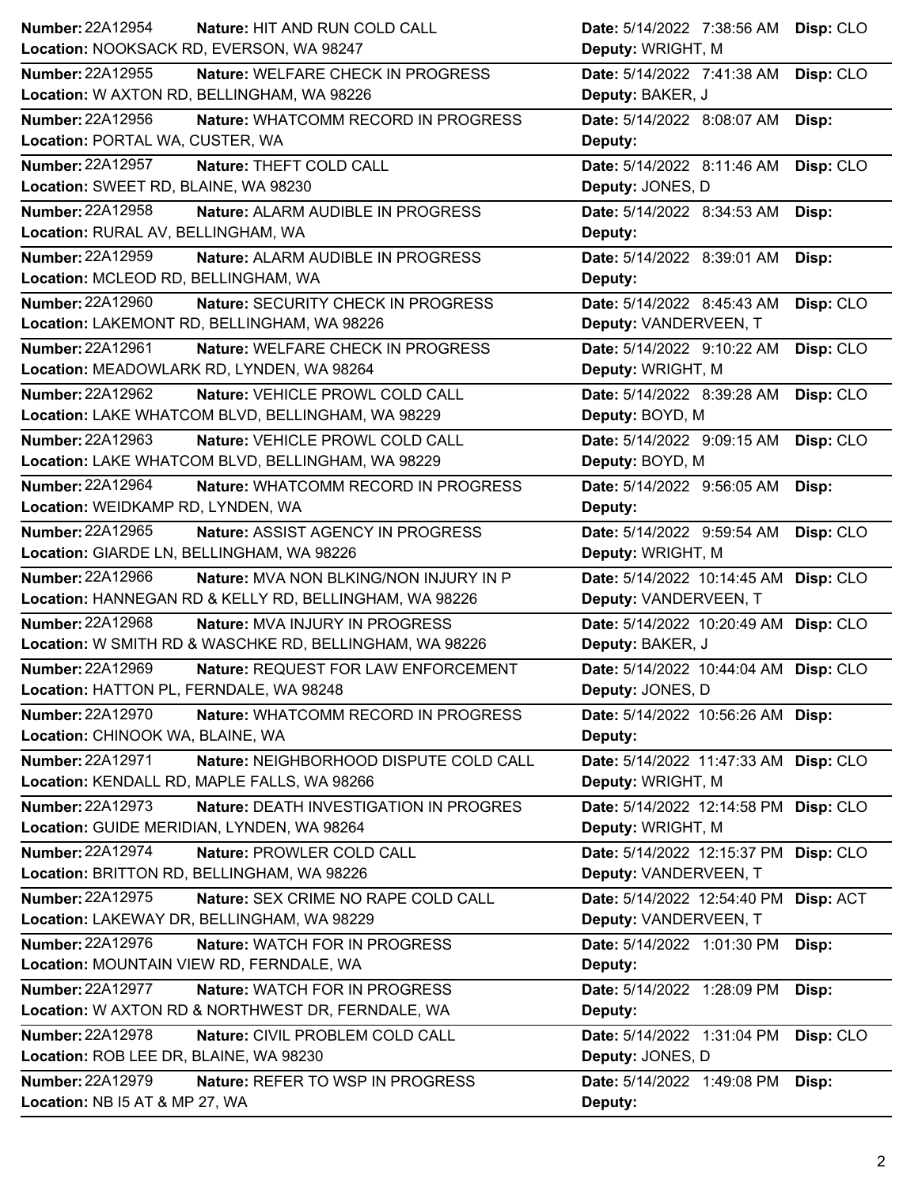**Number:** 22A12954 **Nature:** HIT AND RUN COLD CALL **Date:** 5/14/2022 7:38:56 AM **Disp:** CLO
**Location:** NOOKSACK RD, EVERSON, WA 98247 **Deputy:** WRIGHT, M

**Number:** 22A12955 **Nature:** WELFARE CHECK IN PROGRESS **Date:** 5/14/2022 7:41:38 AM **Disp:** CLO
**Location:** W AXTON RD, BELLINGHAM, WA 98226 **Deputy:** BAKER, J

**Number:** 22A12956 **Nature:** WHATCOMM RECORD IN PROGRESS **Date:** 5/14/2022 8:08:07 AM **Disp:**
**Location:** PORTAL WA, CUSTER, WA **Deputy:**

**Number:** 22A12957 **Nature:** THEFT COLD CALL **Date:** 5/14/2022 8:11:46 AM **Disp:** CLO
**Location:** SWEET RD, BLAINE, WA 98230 **Deputy:** JONES, D

**Number:** 22A12958 **Nature:** ALARM AUDIBLE IN PROGRESS **Date:** 5/14/2022 8:34:53 AM **Disp:**
**Location:** RURAL AV, BELLINGHAM, WA **Deputy:**

**Number:** 22A12959 **Nature:** ALARM AUDIBLE IN PROGRESS **Date:** 5/14/2022 8:39:01 AM **Disp:**
**Location:** MCLEOD RD, BELLINGHAM, WA **Deputy:**

**Number:** 22A12960 **Nature:** SECURITY CHECK IN PROGRESS **Date:** 5/14/2022 8:45:43 AM **Disp:** CLO
**Location:** LAKEMONT RD, BELLINGHAM, WA 98226 **Deputy:** VANDERVEEN, T

**Number:** 22A12961 **Nature:** WELFARE CHECK IN PROGRESS **Date:** 5/14/2022 9:10:22 AM **Disp:** CLO
**Location:** MEADOWLARK RD, LYNDEN, WA 98264 **Deputy:** WRIGHT, M

**Number:** 22A12962 **Nature:** VEHICLE PROWL COLD CALL **Date:** 5/14/2022 8:39:28 AM **Disp:** CLO
**Location:** LAKE WHATCOM BLVD, BELLINGHAM, WA 98229 **Deputy:** BOYD, M

**Number:** 22A12963 **Nature:** VEHICLE PROWL COLD CALL **Date:** 5/14/2022 9:09:15 AM **Disp:** CLO
**Location:** LAKE WHATCOM BLVD, BELLINGHAM, WA 98229 **Deputy:** BOYD, M

**Number:** 22A12964 **Nature:** WHATCOMM RECORD IN PROGRESS **Date:** 5/14/2022 9:56:05 AM **Disp:**
**Location:** WEIDKAMP RD, LYNDEN, WA **Deputy:**

**Number:** 22A12965 **Nature:** ASSIST AGENCY IN PROGRESS **Date:** 5/14/2022 9:59:54 AM **Disp:** CLO
**Location:** GIARDE LN, BELLINGHAM, WA 98226 **Deputy:** WRIGHT, M

**Number:** 22A12966 **Nature:** MVA NON BLKING/NON INJURY IN P **Date:** 5/14/2022 10:14:45 AM **Disp:** CLO
**Location:** HANNEGAN RD & KELLY RD, BELLINGHAM, WA 98226 **Deputy:** VANDERVEEN, T

**Number:** 22A12968 **Nature:** MVA INJURY IN PROGRESS **Date:** 5/14/2022 10:20:49 AM **Disp:** CLO
**Location:** W SMITH RD & WASCHKE RD, BELLINGHAM, WA 98226 **Deputy:** BAKER, J

**Number:** 22A12969 **Nature:** REQUEST FOR LAW ENFORCEMENT **Date:** 5/14/2022 10:44:04 AM **Disp:** CLO
**Location:** HATTON PL, FERNDALE, WA 98248 **Deputy:** JONES, D

**Number:** 22A12970 **Nature:** WHATCOMM RECORD IN PROGRESS **Date:** 5/14/2022 10:56:26 AM **Disp:**
**Location:** CHINOOK WA, BLAINE, WA **Deputy:**

**Number:** 22A12971 **Nature:** NEIGHBORHOOD DISPUTE COLD CALL **Date:** 5/14/2022 11:47:33 AM **Disp:** CLO
**Location:** KENDALL RD, MAPLE FALLS, WA 98266 **Deputy:** WRIGHT, M

**Number:** 22A12973 **Nature:** DEATH INVESTIGATION IN PROGRES **Date:** 5/14/2022 12:14:58 PM **Disp:** CLO
**Location:** GUIDE MERIDIAN, LYNDEN, WA 98264 **Deputy:** WRIGHT, M

**Number:** 22A12974 **Nature:** PROWLER COLD CALL **Date:** 5/14/2022 12:15:37 PM **Disp:** CLO
**Location:** BRITTON RD, BELLINGHAM, WA 98226 **Deputy:** VANDERVEEN, T

**Number:** 22A12975 **Nature:** SEX CRIME NO RAPE COLD CALL **Date:** 5/14/2022 12:54:40 PM **Disp:** ACT
**Location:** LAKEWAY DR, BELLINGHAM, WA 98229 **Deputy:** VANDERVEEN, T

**Number:** 22A12976 **Nature:** WATCH FOR IN PROGRESS **Date:** 5/14/2022 1:01:30 PM **Disp:**
**Location:** MOUNTAIN VIEW RD, FERNDALE, WA **Deputy:**

**Number:** 22A12977 **Nature:** WATCH FOR IN PROGRESS **Date:** 5/14/2022 1:28:09 PM **Disp:**
**Location:** W AXTON RD & NORTHWEST DR, FERNDALE, WA **Deputy:**

**Number:** 22A12978 **Nature:** CIVIL PROBLEM COLD CALL **Date:** 5/14/2022 1:31:04 PM **Disp:** CLO
**Location:** ROB LEE DR, BLAINE, WA 98230 **Deputy:** JONES, D

**Number:** 22A12979 **Nature:** REFER TO WSP IN PROGRESS **Date:** 5/14/2022 1:49:08 PM **Disp:**
**Location:** NB I5 AT & MP 27, WA **Deputy:**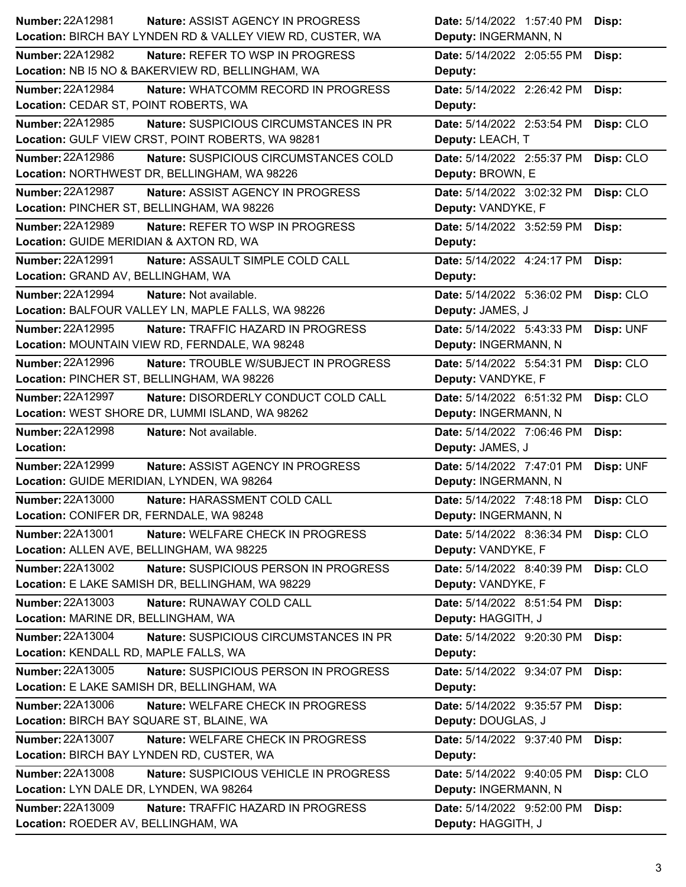| Number | Nature | Location | Date | Deputy | Disp |
|---|---|---|---|---|---|
| 22A12981 | ASSIST AGENCY IN PROGRESS | BIRCH BAY LYNDEN RD & VALLEY VIEW RD, CUSTER, WA | 5/14/2022 1:57:40 PM | INGERMANN, N | |
| 22A12982 | REFER TO WSP IN PROGRESS | NB I5 NO & BAKERVIEW RD, BELLINGHAM, WA | 5/14/2022 2:05:55 PM | | |
| 22A12984 | WHATCOMM RECORD IN PROGRESS | CEDAR ST, POINT ROBERTS, WA | 5/14/2022 2:26:42 PM | | |
| 22A12985 | SUSPICIOUS CIRCUMSTANCES IN PR | GULF VIEW CRST, POINT ROBERTS, WA 98281 | 5/14/2022 2:53:54 PM | LEACH, T | CLO |
| 22A12986 | SUSPICIOUS CIRCUMSTANCES COLD | NORTHWEST DR, BELLINGHAM, WA 98226 | 5/14/2022 2:55:37 PM | BROWN, E | CLO |
| 22A12987 | ASSIST AGENCY IN PROGRESS | PINCHER ST, BELLINGHAM, WA 98226 | 5/14/2022 3:02:32 PM | VANDYKE, F | CLO |
| 22A12989 | REFER TO WSP IN PROGRESS | GUIDE MERIDIAN & AXTON RD, WA | 5/14/2022 3:52:59 PM | | |
| 22A12991 | ASSAULT SIMPLE COLD CALL | GRAND AV, BELLINGHAM, WA | 5/14/2022 4:24:17 PM | | |
| 22A12994 | Not available. | BALFOUR VALLEY LN, MAPLE FALLS, WA 98226 | 5/14/2022 5:36:02 PM | JAMES, J | CLO |
| 22A12995 | TRAFFIC HAZARD IN PROGRESS | MOUNTAIN VIEW RD, FERNDALE, WA 98248 | 5/14/2022 5:43:33 PM | INGERMANN, N | UNF |
| 22A12996 | TROUBLE W/SUBJECT IN PROGRESS | PINCHER ST, BELLINGHAM, WA 98226 | 5/14/2022 5:54:31 PM | VANDYKE, F | CLO |
| 22A12997 | DISORDERLY CONDUCT COLD CALL | WEST SHORE DR, LUMMI ISLAND, WA 98262 | 5/14/2022 6:51:32 PM | INGERMANN, N | CLO |
| 22A12998 | Not available. | | 5/14/2022 7:06:46 PM | JAMES, J | |
| 22A12999 | ASSIST AGENCY IN PROGRESS | GUIDE MERIDIAN, LYNDEN, WA 98264 | 5/14/2022 7:47:01 PM | INGERMANN, N | UNF |
| 22A13000 | HARASSMENT COLD CALL | CONIFER DR, FERNDALE, WA 98248 | 5/14/2022 7:48:18 PM | INGERMANN, N | CLO |
| 22A13001 | WELFARE CHECK IN PROGRESS | ALLEN AVE, BELLINGHAM, WA 98225 | 5/14/2022 8:36:34 PM | VANDYKE, F | CLO |
| 22A13002 | SUSPICIOUS PERSON IN PROGRESS | E LAKE SAMISH DR, BELLINGHAM, WA 98229 | 5/14/2022 8:40:39 PM | VANDYKE, F | CLO |
| 22A13003 | RUNAWAY COLD CALL | MARINE DR, BELLINGHAM, WA | 5/14/2022 8:51:54 PM | HAGGITH, J | |
| 22A13004 | SUSPICIOUS CIRCUMSTANCES IN PR | KENDALL RD, MAPLE FALLS, WA | 5/14/2022 9:20:30 PM | | |
| 22A13005 | SUSPICIOUS PERSON IN PROGRESS | E LAKE SAMISH DR, BELLINGHAM, WA | 5/14/2022 9:34:07 PM | | |
| 22A13006 | WELFARE CHECK IN PROGRESS | BIRCH BAY SQUARE ST, BLAINE, WA | 5/14/2022 9:35:57 PM | DOUGLAS, J | |
| 22A13007 | WELFARE CHECK IN PROGRESS | BIRCH BAY LYNDEN RD, CUSTER, WA | 5/14/2022 9:37:40 PM | | |
| 22A13008 | SUSPICIOUS VEHICLE IN PROGRESS | LYN DALE DR, LYNDEN, WA 98264 | 5/14/2022 9:40:05 PM | INGERMANN, N | CLO |
| 22A13009 | TRAFFIC HAZARD IN PROGRESS | ROEDER AV, BELLINGHAM, WA | 5/14/2022 9:52:00 PM | HAGGITH, J | |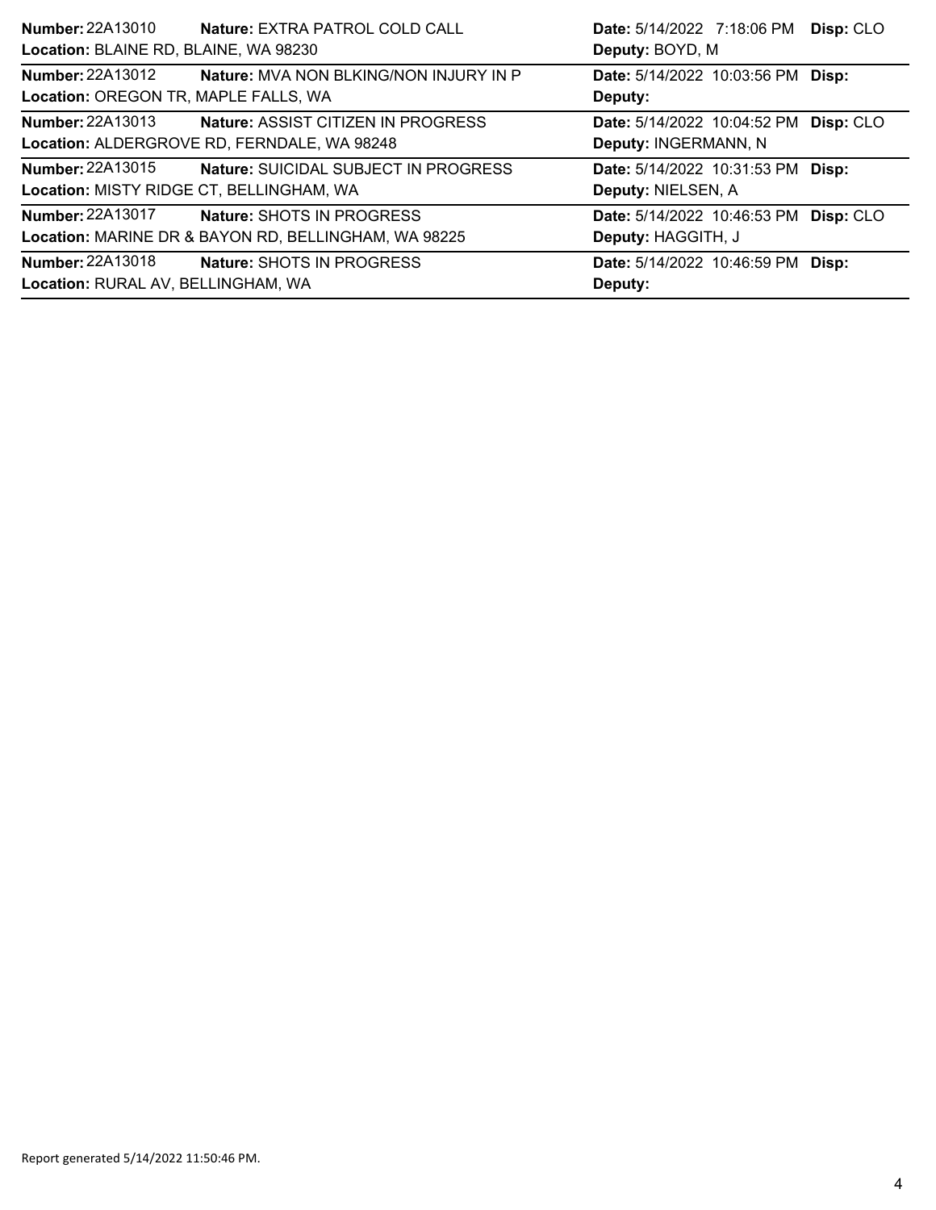**Number:** 22A13010 **Nature:** EXTRA PATROL COLD CALL **Date:** 5/14/2022 7:18:06 PM **Disp:** CLO
**Location:** BLAINE RD, BLAINE, WA 98230 **Deputy:** BOYD, M

**Number:** 22A13012 **Nature:** MVA NON BLKING/NON INJURY IN P **Date:** 5/14/2022 10:03:56 PM **Disp:**
**Location:** OREGON TR, MAPLE FALLS, WA **Deputy:**

**Number:** 22A13013 **Nature:** ASSIST CITIZEN IN PROGRESS **Date:** 5/14/2022 10:04:52 PM **Disp:** CLO
**Location:** ALDERGROVE RD, FERNDALE, WA 98248 **Deputy:** INGERMANN, N

**Number:** 22A13015 **Nature:** SUICIDAL SUBJECT IN PROGRESS **Date:** 5/14/2022 10:31:53 PM **Disp:**
**Location:** MISTY RIDGE CT, BELLINGHAM, WA **Deputy:** NIELSEN, A

**Number:** 22A13017 **Nature:** SHOTS IN PROGRESS **Date:** 5/14/2022 10:46:53 PM **Disp:** CLO
**Location:** MARINE DR & BAYON RD, BELLINGHAM, WA 98225 **Deputy:** HAGGITH, J

**Number:** 22A13018 **Nature:** SHOTS IN PROGRESS **Date:** 5/14/2022 10:46:59 PM **Disp:**
**Location:** RURAL AV, BELLINGHAM, WA **Deputy:**

Report generated 5/14/2022 11:50:46 PM.